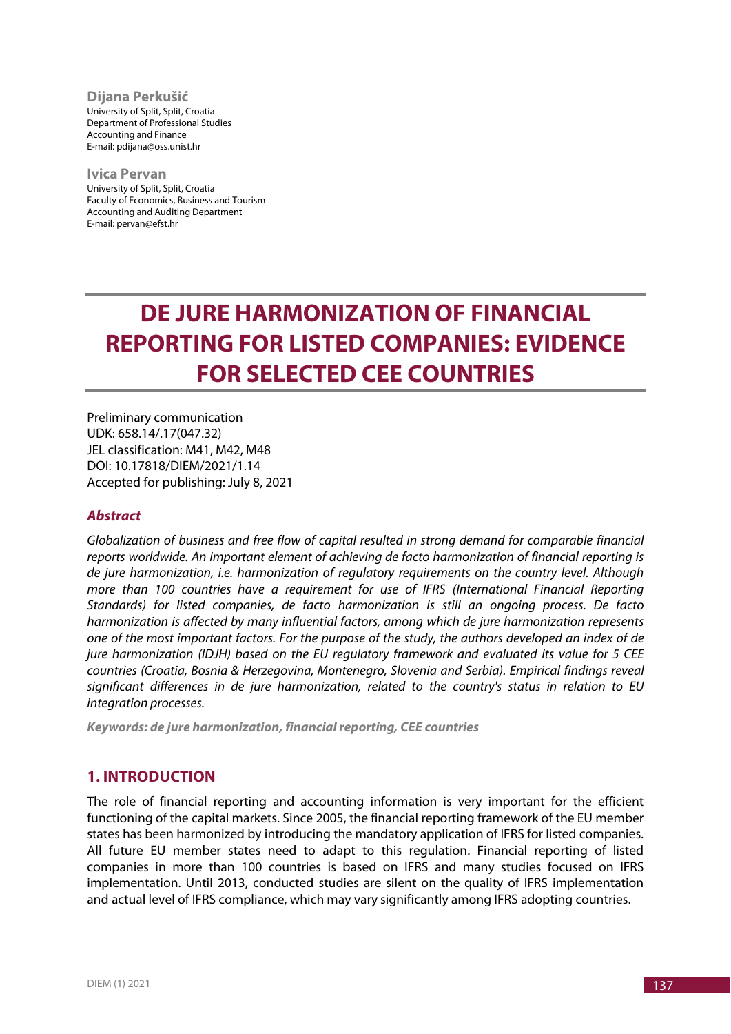**Dijana Perkušić**
University of Split, Split, Croatia
Department of Professional Studies
Accounting and Finance
E-mail: pdijana@oss.unist.hr

**Ivica Pervan**
University of Split, Split, Croatia
Faculty of Economics, Business and Tourism
Accounting and Auditing Department
E-mail: pervan@efst.hr

# DE JURE HARMONIZATION OF FINANCIAL REPORTING FOR LISTED COMPANIES: EVIDENCE FOR SELECTED CEE COUNTRIES

Preliminary communication
UDK: 658.14/.17(047.32)
JEL classification: M41, M42, M48
DOI: 10.17818/DIEM/2021/1.14
Accepted for publishing: July 8, 2021

### *Abstract*

*Globalization of business and free flow of capital resulted in strong demand for comparable financial reports worldwide. An important element of achieving de facto harmonization of financial reporting is de jure harmonization, i.e. harmonization of regulatory requirements on the country level. Although more than 100 countries have a requirement for use of IFRS (International Financial Reporting Standards) for listed companies, de facto harmonization is still an ongoing process. De facto harmonization is affected by many influential factors, among which de jure harmonization represents one of the most important factors. For the purpose of the study, the authors developed an index of de jure harmonization (IDJH) based on the EU regulatory framework and evaluated its value for 5 CEE countries (Croatia, Bosnia & Herzegovina, Montenegro, Slovenia and Serbia). Empirical findings reveal significant differences in de jure harmonization, related to the country's status in relation to EU integration processes.*

***Keywords: de jure harmonization, financial reporting, CEE countries***

## 1. INTRODUCTION

The role of financial reporting and accounting information is very important for the efficient functioning of the capital markets. Since 2005, the financial reporting framework of the EU member states has been harmonized by introducing the mandatory application of IFRS for listed companies. All future EU member states need to adapt to this regulation. Financial reporting of listed companies in more than 100 countries is based on IFRS and many studies focused on IFRS implementation. Until 2013, conducted studies are silent on the quality of IFRS implementation and actual level of IFRS compliance, which may vary significantly among IFRS adopting countries.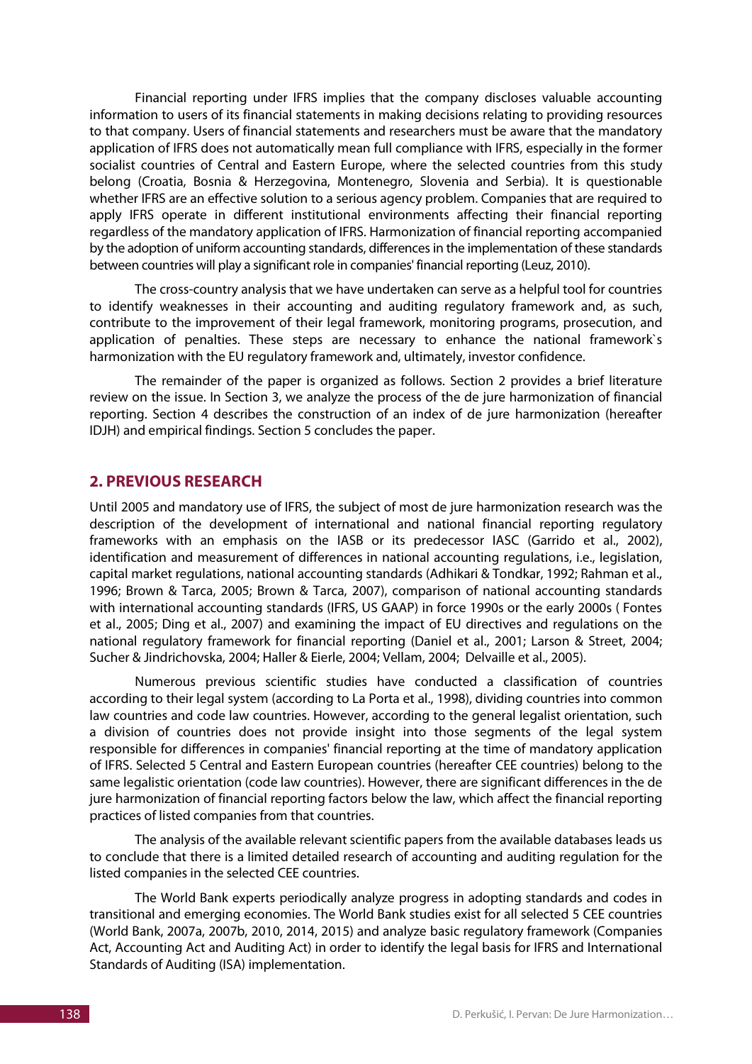Financial reporting under IFRS implies that the company discloses valuable accounting information to users of its financial statements in making decisions relating to providing resources to that company. Users of financial statements and researchers must be aware that the mandatory application of IFRS does not automatically mean full compliance with IFRS, especially in the former socialist countries of Central and Eastern Europe, where the selected countries from this study belong (Croatia, Bosnia & Herzegovina, Montenegro, Slovenia and Serbia). It is questionable whether IFRS are an effective solution to a serious agency problem. Companies that are required to apply IFRS operate in different institutional environments affecting their financial reporting regardless of the mandatory application of IFRS. Harmonization of financial reporting accompanied by the adoption of uniform accounting standards, differences in the implementation of these standards between countries will play a significant role in companies' financial reporting (Leuz, 2010).

The cross-country analysis that we have undertaken can serve as a helpful tool for countries to identify weaknesses in their accounting and auditing regulatory framework and, as such, contribute to the improvement of their legal framework, monitoring programs, prosecution, and application of penalties. These steps are necessary to enhance the national framework`s harmonization with the EU regulatory framework and, ultimately, investor confidence.

The remainder of the paper is organized as follows. Section 2 provides a brief literature review on the issue. In Section 3, we analyze the process of the de jure harmonization of financial reporting. Section 4 describes the construction of an index of de jure harmonization (hereafter IDJH) and empirical findings. Section 5 concludes the paper.

## 2. PREVIOUS RESEARCH

Until 2005 and mandatory use of IFRS, the subject of most de jure harmonization research was the description of the development of international and national financial reporting regulatory frameworks with an emphasis on the IASB or its predecessor IASC (Garrido et al., 2002), identification and measurement of differences in national accounting regulations, i.e., legislation, capital market regulations, national accounting standards (Adhikari & Tondkar, 1992; Rahman et al., 1996; Brown & Tarca, 2005; Brown & Tarca, 2007), comparison of national accounting standards with international accounting standards (IFRS, US GAAP) in force 1990s or the early 2000s ( Fontes et al., 2005; Ding et al., 2007) and examining the impact of EU directives and regulations on the national regulatory framework for financial reporting (Daniel et al., 2001; Larson & Street, 2004; Sucher & Jindrichovska, 2004; Haller & Eierle, 2004; Vellam, 2004; Delvaille et al., 2005).

Numerous previous scientific studies have conducted a classification of countries according to their legal system (according to La Porta et al., 1998), dividing countries into common law countries and code law countries. However, according to the general legalist orientation, such a division of countries does not provide insight into those segments of the legal system responsible for differences in companies' financial reporting at the time of mandatory application of IFRS. Selected 5 Central and Eastern European countries (hereafter CEE countries) belong to the same legalistic orientation (code law countries). However, there are significant differences in the de jure harmonization of financial reporting factors below the law, which affect the financial reporting practices of listed companies from that countries.

The analysis of the available relevant scientific papers from the available databases leads us to conclude that there is a limited detailed research of accounting and auditing regulation for the listed companies in the selected CEE countries.

The World Bank experts periodically analyze progress in adopting standards and codes in transitional and emerging economies. The World Bank studies exist for all selected 5 CEE countries (World Bank, 2007a, 2007b, 2010, 2014, 2015) and analyze basic regulatory framework (Companies Act, Accounting Act and Auditing Act) in order to identify the legal basis for IFRS and International Standards of Auditing (ISA) implementation.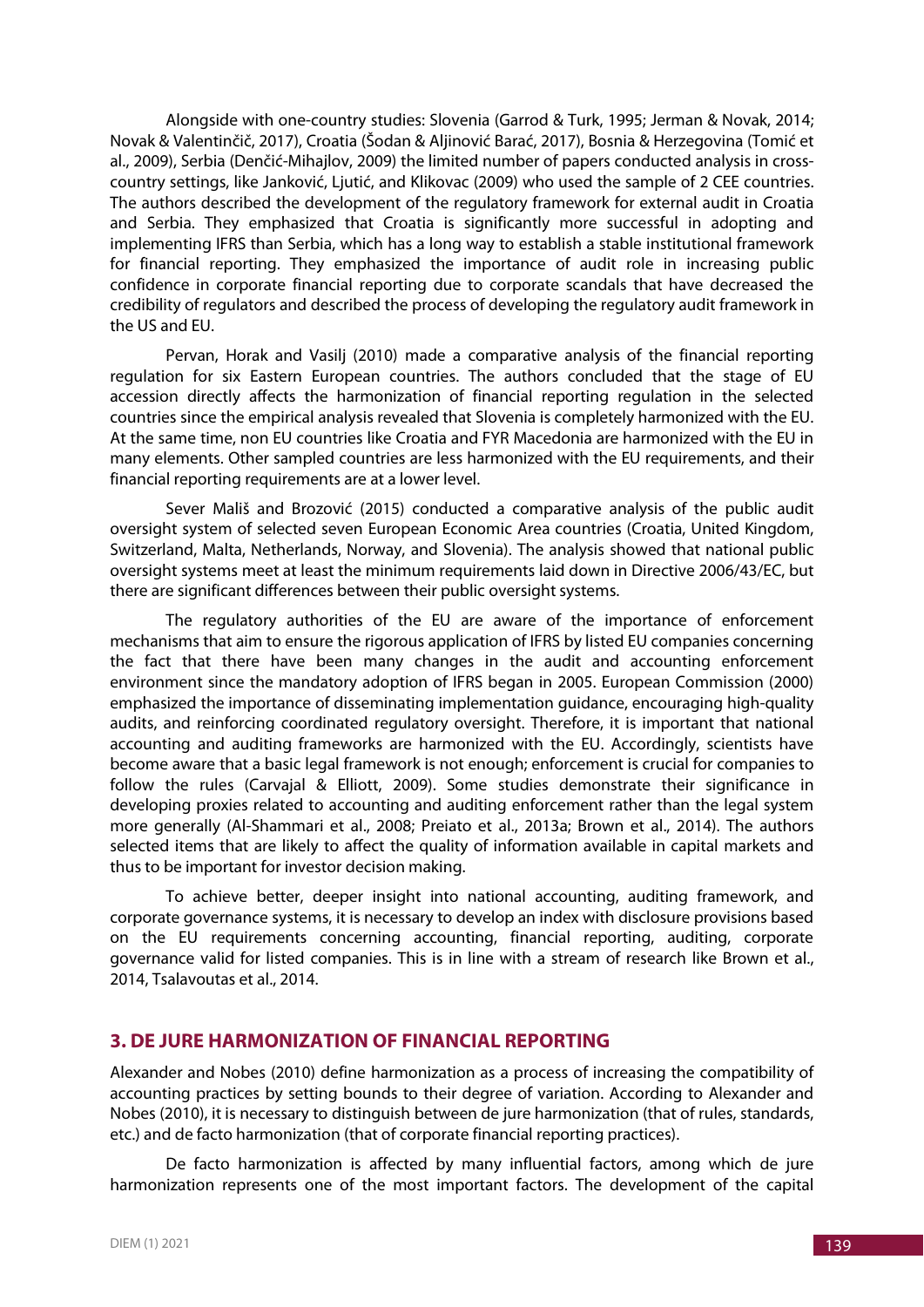Alongside with one-country studies: Slovenia (Garrod & Turk, 1995; Jerman & Novak, 2014; Novak & Valentinčič, 2017), Croatia (Šodan & Aljinović Barać, 2017), Bosnia & Herzegovina (Tomić et al., 2009), Serbia (Denčić-Mihajlov, 2009) the limited number of papers conducted analysis in cross-country settings, like Janković, Ljutić, and Klikovac (2009) who used the sample of 2 CEE countries. The authors described the development of the regulatory framework for external audit in Croatia and Serbia. They emphasized that Croatia is significantly more successful in adopting and implementing IFRS than Serbia, which has a long way to establish a stable institutional framework for financial reporting. They emphasized the importance of audit role in increasing public confidence in corporate financial reporting due to corporate scandals that have decreased the credibility of regulators and described the process of developing the regulatory audit framework in the US and EU.

Pervan, Horak and Vasilj (2010) made a comparative analysis of the financial reporting regulation for six Eastern European countries. The authors concluded that the stage of EU accession directly affects the harmonization of financial reporting regulation in the selected countries since the empirical analysis revealed that Slovenia is completely harmonized with the EU. At the same time, non EU countries like Croatia and FYR Macedonia are harmonized with the EU in many elements. Other sampled countries are less harmonized with the EU requirements, and their financial reporting requirements are at a lower level.

Sever Mališ and Brozović (2015) conducted a comparative analysis of the public audit oversight system of selected seven European Economic Area countries (Croatia, United Kingdom, Switzerland, Malta, Netherlands, Norway, and Slovenia). The analysis showed that national public oversight systems meet at least the minimum requirements laid down in Directive 2006/43/EC, but there are significant differences between their public oversight systems.

The regulatory authorities of the EU are aware of the importance of enforcement mechanisms that aim to ensure the rigorous application of IFRS by listed EU companies concerning the fact that there have been many changes in the audit and accounting enforcement environment since the mandatory adoption of IFRS began in 2005. European Commission (2000) emphasized the importance of disseminating implementation guidance, encouraging high-quality audits, and reinforcing coordinated regulatory oversight. Therefore, it is important that national accounting and auditing frameworks are harmonized with the EU. Accordingly, scientists have become aware that a basic legal framework is not enough; enforcement is crucial for companies to follow the rules (Carvajal & Elliott, 2009). Some studies demonstrate their significance in developing proxies related to accounting and auditing enforcement rather than the legal system more generally (Al-Shammari et al., 2008; Preiato et al., 2013a; Brown et al., 2014). The authors selected items that are likely to affect the quality of information available in capital markets and thus to be important for investor decision making.

To achieve better, deeper insight into national accounting, auditing framework, and corporate governance systems, it is necessary to develop an index with disclosure provisions based on the EU requirements concerning accounting, financial reporting, auditing, corporate governance valid for listed companies. This is in line with a stream of research like Brown et al., 2014, Tsalavoutas et al., 2014.

## 3. DE JURE HARMONIZATION OF FINANCIAL REPORTING

Alexander and Nobes (2010) define harmonization as a process of increasing the compatibility of accounting practices by setting bounds to their degree of variation. According to Alexander and Nobes (2010), it is necessary to distinguish between de jure harmonization (that of rules, standards, etc.) and de facto harmonization (that of corporate financial reporting practices).

De facto harmonization is affected by many influential factors, among which de jure harmonization represents one of the most important factors. The development of the capital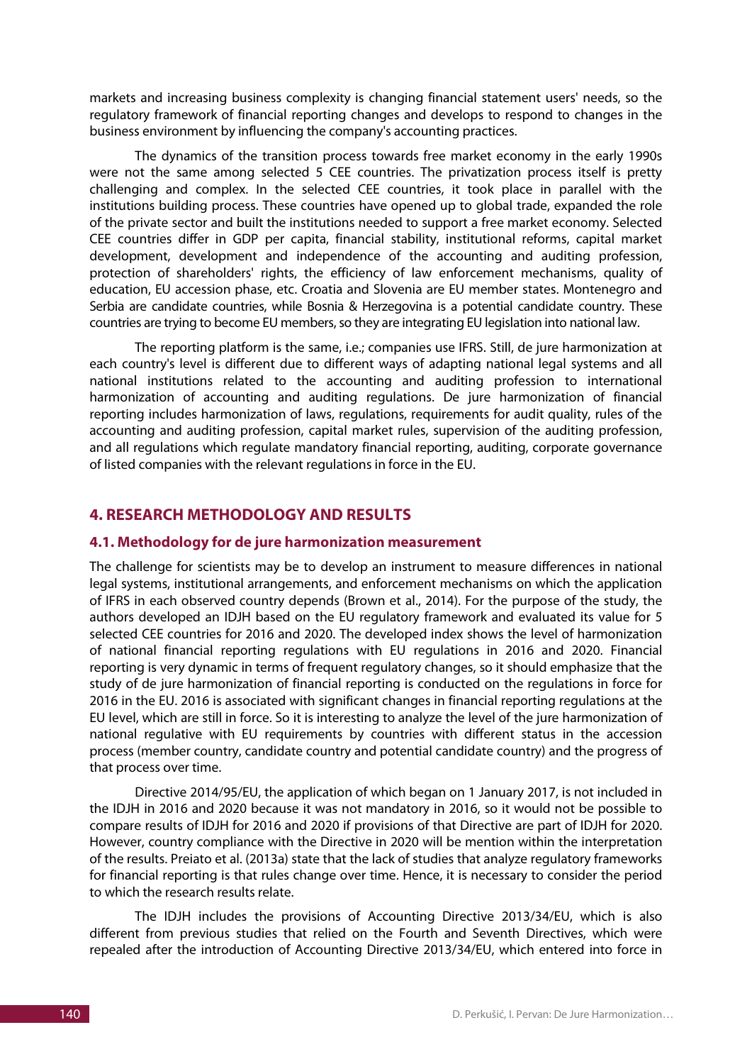markets and increasing business complexity is changing financial statement users' needs, so the regulatory framework of financial reporting changes and develops to respond to changes in the business environment by influencing the company's accounting practices.

The dynamics of the transition process towards free market economy in the early 1990s were not the same among selected 5 CEE countries. The privatization process itself is pretty challenging and complex. In the selected CEE countries, it took place in parallel with the institutions building process. These countries have opened up to global trade, expanded the role of the private sector and built the institutions needed to support a free market economy. Selected CEE countries differ in GDP per capita, financial stability, institutional reforms, capital market development, development and independence of the accounting and auditing profession, protection of shareholders' rights, the efficiency of law enforcement mechanisms, quality of education, EU accession phase, etc. Croatia and Slovenia are EU member states. Montenegro and Serbia are candidate countries, while Bosnia & Herzegovina is a potential candidate country. These countries are trying to become EU members, so they are integrating EU legislation into national law.

The reporting platform is the same, i.e.; companies use IFRS. Still, de jure harmonization at each country's level is different due to different ways of adapting national legal systems and all national institutions related to the accounting and auditing profession to international harmonization of accounting and auditing regulations. De jure harmonization of financial reporting includes harmonization of laws, regulations, requirements for audit quality, rules of the accounting and auditing profession, capital market rules, supervision of the auditing profession, and all regulations which regulate mandatory financial reporting, auditing, corporate governance of listed companies with the relevant regulations in force in the EU.

## 4. RESEARCH METHODOLOGY AND RESULTS

### 4.1. Methodology for de jure harmonization measurement

The challenge for scientists may be to develop an instrument to measure differences in national legal systems, institutional arrangements, and enforcement mechanisms on which the application of IFRS in each observed country depends (Brown et al., 2014). For the purpose of the study, the authors developed an IDJH based on the EU regulatory framework and evaluated its value for 5 selected CEE countries for 2016 and 2020. The developed index shows the level of harmonization of national financial reporting regulations with EU regulations in 2016 and 2020. Financial reporting is very dynamic in terms of frequent regulatory changes, so it should emphasize that the study of de jure harmonization of financial reporting is conducted on the regulations in force for 2016 in the EU. 2016 is associated with significant changes in financial reporting regulations at the EU level, which are still in force. So it is interesting to analyze the level of the jure harmonization of national regulative with EU requirements by countries with different status in the accession process (member country, candidate country and potential candidate country) and the progress of that process over time.

Directive 2014/95/EU, the application of which began on 1 January 2017, is not included in the IDJH in 2016 and 2020 because it was not mandatory in 2016, so it would not be possible to compare results of IDJH for 2016 and 2020 if provisions of that Directive are part of IDJH for 2020. However, country compliance with the Directive in 2020 will be mention within the interpretation of the results. Preiato et al. (2013a) state that the lack of studies that analyze regulatory frameworks for financial reporting is that rules change over time. Hence, it is necessary to consider the period to which the research results relate.

The IDJH includes the provisions of Accounting Directive 2013/34/EU, which is also different from previous studies that relied on the Fourth and Seventh Directives, which were repealed after the introduction of Accounting Directive 2013/34/EU, which entered into force in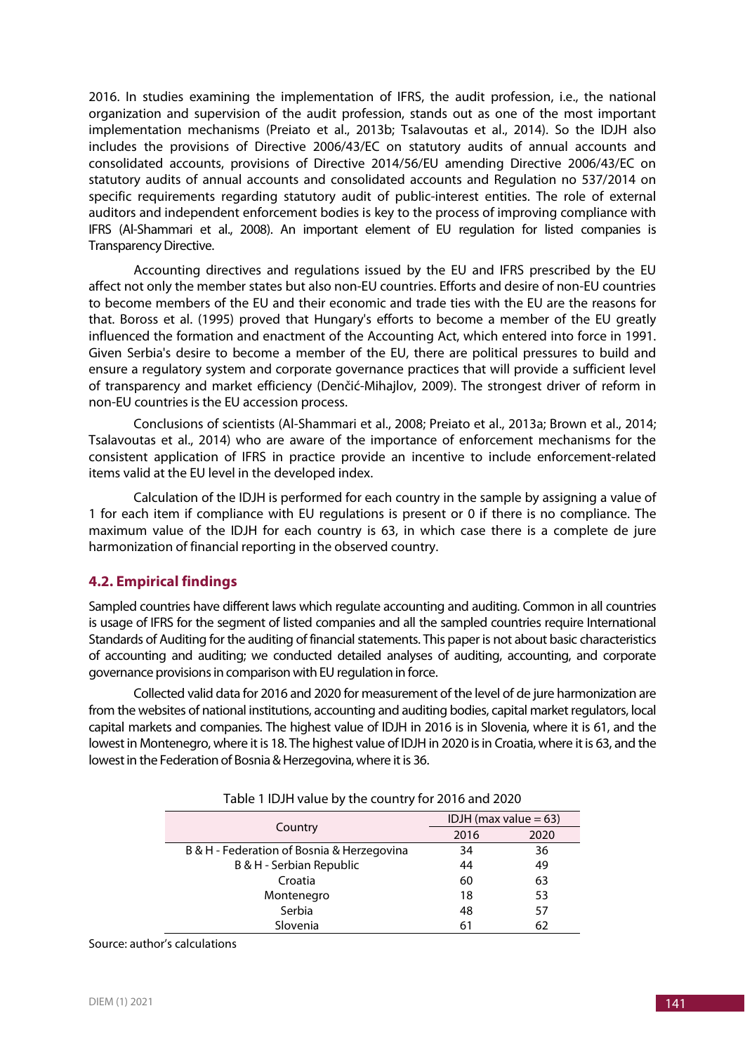2016. In studies examining the implementation of IFRS, the audit profession, i.e., the national organization and supervision of the audit profession, stands out as one of the most important implementation mechanisms (Preiato et al., 2013b; Tsalavoutas et al., 2014). So the IDJH also includes the provisions of Directive 2006/43/EC on statutory audits of annual accounts and consolidated accounts, provisions of Directive 2014/56/EU amending Directive 2006/43/EC on statutory audits of annual accounts and consolidated accounts and Regulation no 537/2014 on specific requirements regarding statutory audit of public-interest entities. The role of external auditors and independent enforcement bodies is key to the process of improving compliance with IFRS (Al-Shammari et al., 2008). An important element of EU regulation for listed companies is Transparency Directive.

Accounting directives and regulations issued by the EU and IFRS prescribed by the EU affect not only the member states but also non-EU countries. Efforts and desire of non-EU countries to become members of the EU and their economic and trade ties with the EU are the reasons for that. Boross et al. (1995) proved that Hungary's efforts to become a member of the EU greatly influenced the formation and enactment of the Accounting Act, which entered into force in 1991. Given Serbia's desire to become a member of the EU, there are political pressures to build and ensure a regulatory system and corporate governance practices that will provide a sufficient level of transparency and market efficiency (Denčić-Mihajlov, 2009). The strongest driver of reform in non-EU countries is the EU accession process.

Conclusions of scientists (Al-Shammari et al., 2008; Preiato et al., 2013a; Brown et al., 2014; Tsalavoutas et al., 2014) who are aware of the importance of enforcement mechanisms for the consistent application of IFRS in practice provide an incentive to include enforcement-related items valid at the EU level in the developed index.

Calculation of the IDJH is performed for each country in the sample by assigning a value of 1 for each item if compliance with EU regulations is present or 0 if there is no compliance. The maximum value of the IDJH for each country is 63, in which case there is a complete de jure harmonization of financial reporting in the observed country.

### 4.2. Empirical findings

Sampled countries have different laws which regulate accounting and auditing. Common in all countries is usage of IFRS for the segment of listed companies and all the sampled countries require International Standards of Auditing for the auditing of financial statements. This paper is not about basic characteristics of accounting and auditing; we conducted detailed analyses of auditing, accounting, and corporate governance provisions in comparison with EU regulation in force.

Collected valid data for 2016 and 2020 for measurement of the level of de jure harmonization are from the websites of national institutions, accounting and auditing bodies, capital market regulators, local capital markets and companies. The highest value of IDJH in 2016 is in Slovenia, where it is 61, and the lowest in Montenegro, where it is 18. The highest value of IDJH in 2020 is in Croatia, where it is 63, and the lowest in the Federation of Bosnia & Herzegovina, where it is 36.

Table 1 IDJH value by the country for 2016 and 2020

| Country | IDJH (max value = 63) | |
|---|---|---|
| | 2016 | 2020 |
| B & H - Federation of Bosnia & Herzegovina | 34 | 36 |
| B & H - Serbian Republic | 44 | 49 |
| Croatia | 60 | 63 |
| Montenegro | 18 | 53 |
| Serbia | 48 | 57 |
| Slovenia | 61 | 62 |

Source: author's calculations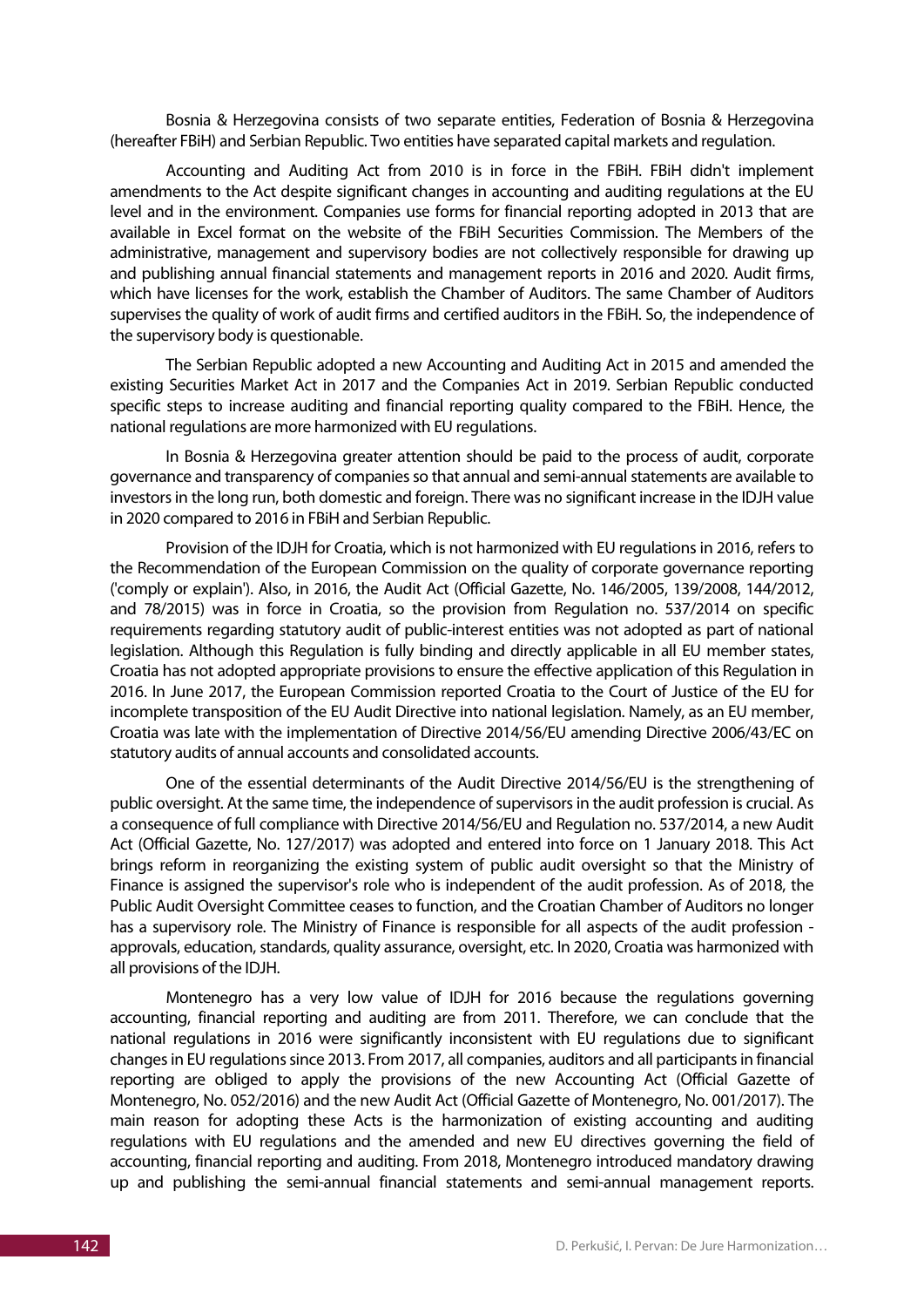Bosnia & Herzegovina consists of two separate entities, Federation of Bosnia & Herzegovina (hereafter FBiH) and Serbian Republic. Two entities have separated capital markets and regulation.

Accounting and Auditing Act from 2010 is in force in the FBiH. FBiH didn't implement amendments to the Act despite significant changes in accounting and auditing regulations at the EU level and in the environment. Companies use forms for financial reporting adopted in 2013 that are available in Excel format on the website of the FBiH Securities Commission. The Members of the administrative, management and supervisory bodies are not collectively responsible for drawing up and publishing annual financial statements and management reports in 2016 and 2020. Audit firms, which have licenses for the work, establish the Chamber of Auditors. The same Chamber of Auditors supervises the quality of work of audit firms and certified auditors in the FBiH. So, the independence of the supervisory body is questionable.

The Serbian Republic adopted a new Accounting and Auditing Act in 2015 and amended the existing Securities Market Act in 2017 and the Companies Act in 2019. Serbian Republic conducted specific steps to increase auditing and financial reporting quality compared to the FBiH. Hence, the national regulations are more harmonized with EU regulations.

In Bosnia & Herzegovina greater attention should be paid to the process of audit, corporate governance and transparency of companies so that annual and semi-annual statements are available to investors in the long run, both domestic and foreign. There was no significant increase in the IDJH value in 2020 compared to 2016 in FBiH and Serbian Republic.

Provision of the IDJH for Croatia, which is not harmonized with EU regulations in 2016, refers to the Recommendation of the European Commission on the quality of corporate governance reporting ('comply or explain'). Also, in 2016, the Audit Act (Official Gazette, No. 146/2005, 139/2008, 144/2012, and 78/2015) was in force in Croatia, so the provision from Regulation no. 537/2014 on specific requirements regarding statutory audit of public-interest entities was not adopted as part of national legislation. Although this Regulation is fully binding and directly applicable in all EU member states, Croatia has not adopted appropriate provisions to ensure the effective application of this Regulation in 2016. In June 2017, the European Commission reported Croatia to the Court of Justice of the EU for incomplete transposition of the EU Audit Directive into national legislation. Namely, as an EU member, Croatia was late with the implementation of Directive 2014/56/EU amending Directive 2006/43/EC on statutory audits of annual accounts and consolidated accounts.

One of the essential determinants of the Audit Directive 2014/56/EU is the strengthening of public oversight. At the same time, the independence of supervisors in the audit profession is crucial. As a consequence of full compliance with Directive 2014/56/EU and Regulation no. 537/2014, a new Audit Act (Official Gazette, No. 127/2017) was adopted and entered into force on 1 January 2018. This Act brings reform in reorganizing the existing system of public audit oversight so that the Ministry of Finance is assigned the supervisor's role who is independent of the audit profession. As of 2018, the Public Audit Oversight Committee ceases to function, and the Croatian Chamber of Auditors no longer has a supervisory role. The Ministry of Finance is responsible for all aspects of the audit profession - approvals, education, standards, quality assurance, oversight, etc. In 2020, Croatia was harmonized with all provisions of the IDJH.

Montenegro has a very low value of IDJH for 2016 because the regulations governing accounting, financial reporting and auditing are from 2011. Therefore, we can conclude that the national regulations in 2016 were significantly inconsistent with EU regulations due to significant changes in EU regulations since 2013. From 2017, all companies, auditors and all participants in financial reporting are obliged to apply the provisions of the new Accounting Act (Official Gazette of Montenegro, No. 052/2016) and the new Audit Act (Official Gazette of Montenegro, No. 001/2017). The main reason for adopting these Acts is the harmonization of existing accounting and auditing regulations with EU regulations and the amended and new EU directives governing the field of accounting, financial reporting and auditing. From 2018, Montenegro introduced mandatory drawing up and publishing the semi-annual financial statements and semi-annual management reports.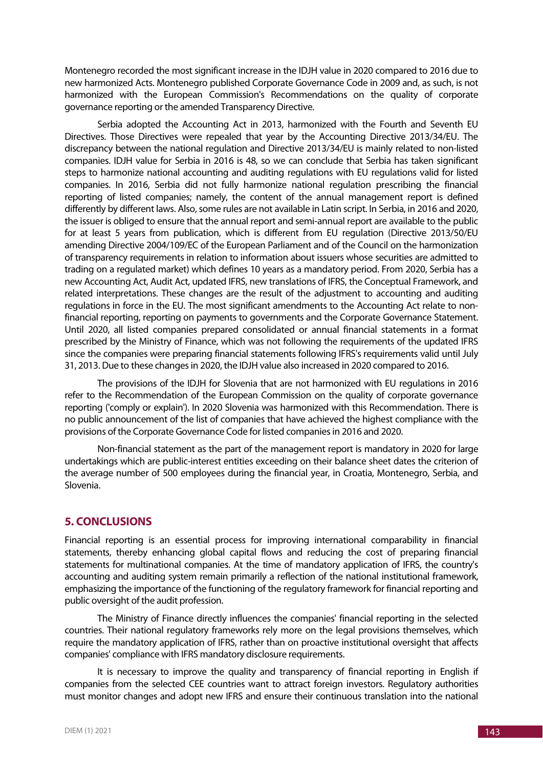Montenegro recorded the most significant increase in the IDJH value in 2020 compared to 2016 due to new harmonized Acts. Montenegro published Corporate Governance Code in 2009 and, as such, is not harmonized with the European Commission's Recommendations on the quality of corporate governance reporting or the amended Transparency Directive.

Serbia adopted the Accounting Act in 2013, harmonized with the Fourth and Seventh EU Directives. Those Directives were repealed that year by the Accounting Directive 2013/34/EU. The discrepancy between the national regulation and Directive 2013/34/EU is mainly related to non-listed companies. IDJH value for Serbia in 2016 is 48, so we can conclude that Serbia has taken significant steps to harmonize national accounting and auditing regulations with EU regulations valid for listed companies. In 2016, Serbia did not fully harmonize national regulation prescribing the financial reporting of listed companies; namely, the content of the annual management report is defined differently by different laws. Also, some rules are not available in Latin script. In Serbia, in 2016 and 2020, the issuer is obliged to ensure that the annual report and semi-annual report are available to the public for at least 5 years from publication, which is different from EU regulation (Directive 2013/50/EU amending Directive 2004/109/EC of the European Parliament and of the Council on the harmonization of transparency requirements in relation to information about issuers whose securities are admitted to trading on a regulated market) which defines 10 years as a mandatory period. From 2020, Serbia has a new Accounting Act, Audit Act, updated IFRS, new translations of IFRS, the Conceptual Framework, and related interpretations. These changes are the result of the adjustment to accounting and auditing regulations in force in the EU. The most significant amendments to the Accounting Act relate to non-financial reporting, reporting on payments to governments and the Corporate Governance Statement. Until 2020, all listed companies prepared consolidated or annual financial statements in a format prescribed by the Ministry of Finance, which was not following the requirements of the updated IFRS since the companies were preparing financial statements following IFRS's requirements valid until July 31, 2013. Due to these changes in 2020, the IDJH value also increased in 2020 compared to 2016.

The provisions of the IDJH for Slovenia that are not harmonized with EU regulations in 2016 refer to the Recommendation of the European Commission on the quality of corporate governance reporting ('comply or explain'). In 2020 Slovenia was harmonized with this Recommendation. There is no public announcement of the list of companies that have achieved the highest compliance with the provisions of the Corporate Governance Code for listed companies in 2016 and 2020.

Non-financial statement as the part of the management report is mandatory in 2020 for large undertakings which are public-interest entities exceeding on their balance sheet dates the criterion of the average number of 500 employees during the financial year, in Croatia, Montenegro, Serbia, and Slovenia.

## 5. CONCLUSIONS

Financial reporting is an essential process for improving international comparability in financial statements, thereby enhancing global capital flows and reducing the cost of preparing financial statements for multinational companies. At the time of mandatory application of IFRS, the country's accounting and auditing system remain primarily a reflection of the national institutional framework, emphasizing the importance of the functioning of the regulatory framework for financial reporting and public oversight of the audit profession.

The Ministry of Finance directly influences the companies' financial reporting in the selected countries. Their national regulatory frameworks rely more on the legal provisions themselves, which require the mandatory application of IFRS, rather than on proactive institutional oversight that affects companies' compliance with IFRS mandatory disclosure requirements.

It is necessary to improve the quality and transparency of financial reporting in English if companies from the selected CEE countries want to attract foreign investors. Regulatory authorities must monitor changes and adopt new IFRS and ensure their continuous translation into the national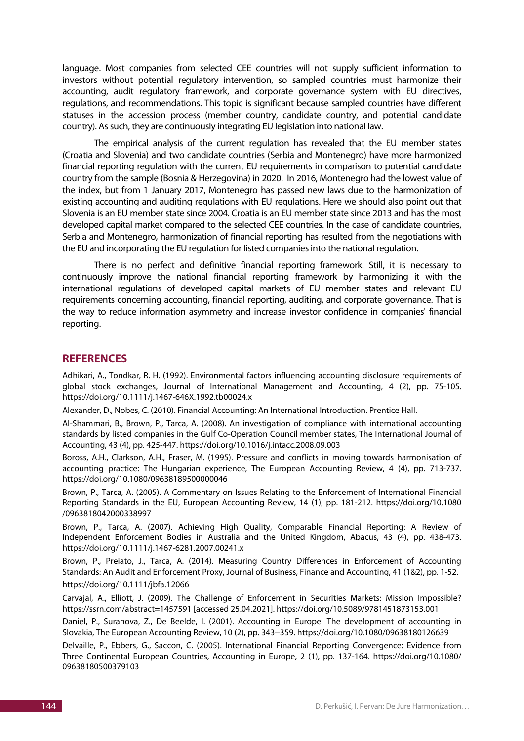language. Most companies from selected CEE countries will not supply sufficient information to investors without potential regulatory intervention, so sampled countries must harmonize their accounting, audit regulatory framework, and corporate governance system with EU directives, regulations, and recommendations. This topic is significant because sampled countries have different statuses in the accession process (member country, candidate country, and potential candidate country). As such, they are continuously integrating EU legislation into national law.

The empirical analysis of the current regulation has revealed that the EU member states (Croatia and Slovenia) and two candidate countries (Serbia and Montenegro) have more harmonized financial reporting regulation with the current EU requirements in comparison to potential candidate country from the sample (Bosnia & Herzegovina) in 2020. In 2016, Montenegro had the lowest value of the index, but from 1 January 2017, Montenegro has passed new laws due to the harmonization of existing accounting and auditing regulations with EU regulations. Here we should also point out that Slovenia is an EU member state since 2004. Croatia is an EU member state since 2013 and has the most developed capital market compared to the selected CEE countries. In the case of candidate countries, Serbia and Montenegro, harmonization of financial reporting has resulted from the negotiations with the EU and incorporating the EU regulation for listed companies into the national regulation.

There is no perfect and definitive financial reporting framework. Still, it is necessary to continuously improve the national financial reporting framework by harmonizing it with the international regulations of developed capital markets of EU member states and relevant EU requirements concerning accounting, financial reporting, auditing, and corporate governance. That is the way to reduce information asymmetry and increase investor confidence in companies' financial reporting.

## REFERENCES

Adhikari, A., Tondkar, R. H. (1992). Environmental factors influencing accounting disclosure requirements of global stock exchanges, Journal of International Management and Accounting, 4 (2), pp. 75-105. https://doi.org/10.1111/j.1467-646X.1992.tb00024.x

Alexander, D., Nobes, C. (2010). Financial Accounting: An International Introduction. Prentice Hall.

Al-Shammari, B., Brown, P., Tarca, A. (2008). An investigation of compliance with international accounting standards by listed companies in the Gulf Co-Operation Council member states, The International Journal of Accounting, 43 (4), pp. 425-447. https://doi.org/10.1016/j.intacc.2008.09.003

Boross, A.H., Clarkson, A.H., Fraser, M. (1995). Pressure and conflicts in moving towards harmonisation of accounting practice: The Hungarian experience, The European Accounting Review, 4 (4), pp. 713-737. https://doi.org/10.1080/09638189500000046

Brown, P., Tarca, A. (2005). A Commentary on Issues Relating to the Enforcement of International Financial Reporting Standards in the EU, European Accounting Review, 14 (1), pp. 181-212. https://doi.org/10.1080/0963818042000338997

Brown, P., Tarca, A. (2007). Achieving High Quality, Comparable Financial Reporting: A Review of Independent Enforcement Bodies in Australia and the United Kingdom, Abacus, 43 (4), pp. 438-473. https://doi.org/10.1111/j.1467-6281.2007.00241.x

Brown, P., Preiato, J., Tarca, A. (2014). Measuring Country Differences in Enforcement of Accounting Standards: An Audit and Enforcement Proxy, Journal of Business, Finance and Accounting, 41 (1&2), pp. 1-52. https://doi.org/10.1111/jbfa.12066

Carvajal, A., Elliott, J. (2009). The Challenge of Enforcement in Securities Markets: Mission Impossible? https://ssrn.com/abstract=1457591 [accessed 25.04.2021]. https://doi.org/10.5089/9781451873153.001

Daniel, P., Suranova, Z., De Beelde, I. (2001). Accounting in Europe. The development of accounting in Slovakia, The European Accounting Review, 10 (2), pp. 343−359. https://doi.org/10.1080/09638180126639

Delvaille, P., Ebbers, G., Saccon, C. (2005). International Financial Reporting Convergence: Evidence from Three Continental European Countries, Accounting in Europe, 2 (1), pp. 137-164. https://doi.org/10.1080/09638180500379103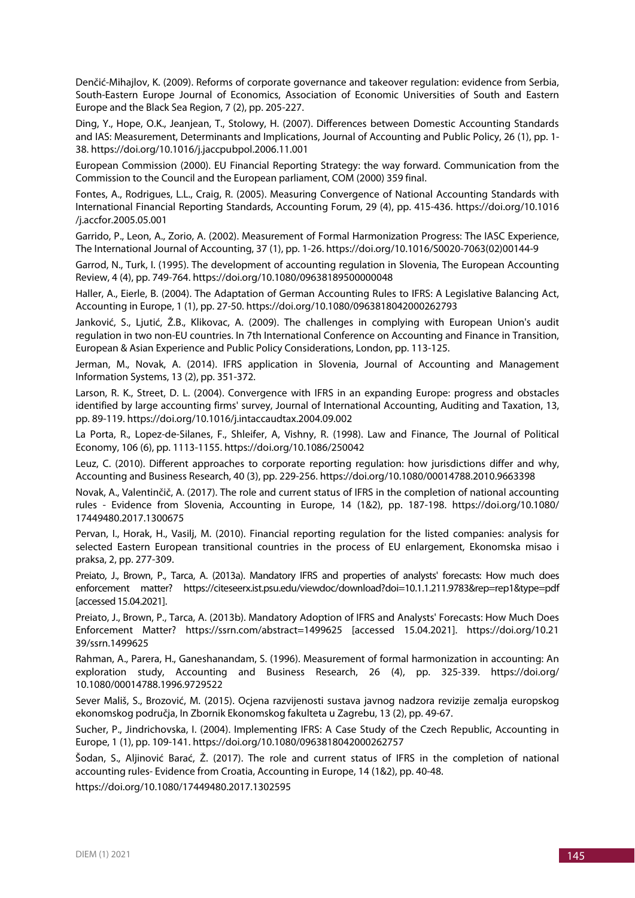Denčić-Mihajlov, K. (2009). Reforms of corporate governance and takeover regulation: evidence from Serbia, South-Eastern Europe Journal of Economics, Association of Economic Universities of South and Eastern Europe and the Black Sea Region, 7 (2), pp. 205-227.

Ding, Y., Hope, O.K., Jeanjean, T., Stolowy, H. (2007). Differences between Domestic Accounting Standards and IAS: Measurement, Determinants and Implications, Journal of Accounting and Public Policy, 26 (1), pp. 1-38. https://doi.org/10.1016/j.jaccpubpol.2006.11.001

European Commission (2000). EU Financial Reporting Strategy: the way forward. Communication from the Commission to the Council and the European parliament, COM (2000) 359 final.

Fontes, A., Rodrigues, L.L., Craig, R. (2005). Measuring Convergence of National Accounting Standards with International Financial Reporting Standards, Accounting Forum, 29 (4), pp. 415-436. https://doi.org/10.1016/j.accfor.2005.05.001

Garrido, P., Leon, A., Zorio, A. (2002). Measurement of Formal Harmonization Progress: The IASC Experience, The International Journal of Accounting, 37 (1), pp. 1-26. https://doi.org/10.1016/S0020-7063(02)00144-9

Garrod, N., Turk, I. (1995). The development of accounting regulation in Slovenia, The European Accounting Review, 4 (4), pp. 749-764. https://doi.org/10.1080/09638189500000048

Haller, A., Eierle, B. (2004). The Adaptation of German Accounting Rules to IFRS: A Legislative Balancing Act, Accounting in Europe, 1 (1), pp. 27-50. https://doi.org/10.1080/0963818042000262793

Janković, S., Ljutić, Ž.B., Klikovac, A. (2009). The challenges in complying with European Union's audit regulation in two non-EU countries. In 7th International Conference on Accounting and Finance in Transition, European & Asian Experience and Public Policy Considerations, London, pp. 113-125.

Jerman, M., Novak, A. (2014). IFRS application in Slovenia, Journal of Accounting and Management Information Systems, 13 (2), pp. 351-372.

Larson, R. K., Street, D. L. (2004). Convergence with IFRS in an expanding Europe: progress and obstacles identified by large accounting firms' survey, Journal of International Accounting, Auditing and Taxation, 13, pp. 89-119. https://doi.org/10.1016/j.intaccaudtax.2004.09.002

La Porta, R., Lopez-de-Silanes, F., Shleifer, A, Vishny, R. (1998). Law and Finance, The Journal of Political Economy, 106 (6), pp. 1113-1155. https://doi.org/10.1086/250042

Leuz, C. (2010). Different approaches to corporate reporting regulation: how jurisdictions differ and why, Accounting and Business Research, 40 (3), pp. 229-256. https://doi.org/10.1080/00014788.2010.9663398

Novak, A., Valentinčič, A. (2017). The role and current status of IFRS in the completion of national accounting rules - Evidence from Slovenia, Accounting in Europe, 14 (1&2), pp. 187-198. https://doi.org/10.1080/17449480.2017.1300675

Pervan, I., Horak, H., Vasilj, M. (2010). Financial reporting regulation for the listed companies: analysis for selected Eastern European transitional countries in the process of EU enlargement, Ekonomska misao i praksa, 2, pp. 277-309.

Preiato, J., Brown, P., Tarca, A. (2013a). Mandatory IFRS and properties of analysts' forecasts: How much does enforcement matter? https://citeseerx.ist.psu.edu/viewdoc/download?doi=10.1.1.211.9783&rep=rep1&type=pdf [accessed 15.04.2021].

Preiato, J., Brown, P., Tarca, A. (2013b). Mandatory Adoption of IFRS and Analysts' Forecasts: How Much Does Enforcement Matter? https://ssrn.com/abstract=1499625 [accessed 15.04.2021]. https://doi.org/10.2139/ssrn.1499625

Rahman, A., Parera, H., Ganeshanandam, S. (1996). Measurement of formal harmonization in accounting: An exploration study, Accounting and Business Research, 26 (4), pp. 325-339. https://doi.org/10.1080/00014788.1996.9729522

Sever Mališ, S., Brozović, M. (2015). Ocjena razvijenosti sustava javnog nadzora revizije zemalja europskog ekonomskog područja, In Zbornik Ekonomskog fakulteta u Zagrebu, 13 (2), pp. 49-67.

Sucher, P., Jindrichovska, I. (2004). Implementing IFRS: A Case Study of the Czech Republic, Accounting in Europe, 1 (1), pp. 109-141. https://doi.org/10.1080/0963818042000262757

Šodan, S., Aljinović Barać, Ž. (2017). The role and current status of IFRS in the completion of national accounting rules- Evidence from Croatia, Accounting in Europe, 14 (1&2), pp. 40-48. https://doi.org/10.1080/17449480.2017.1302595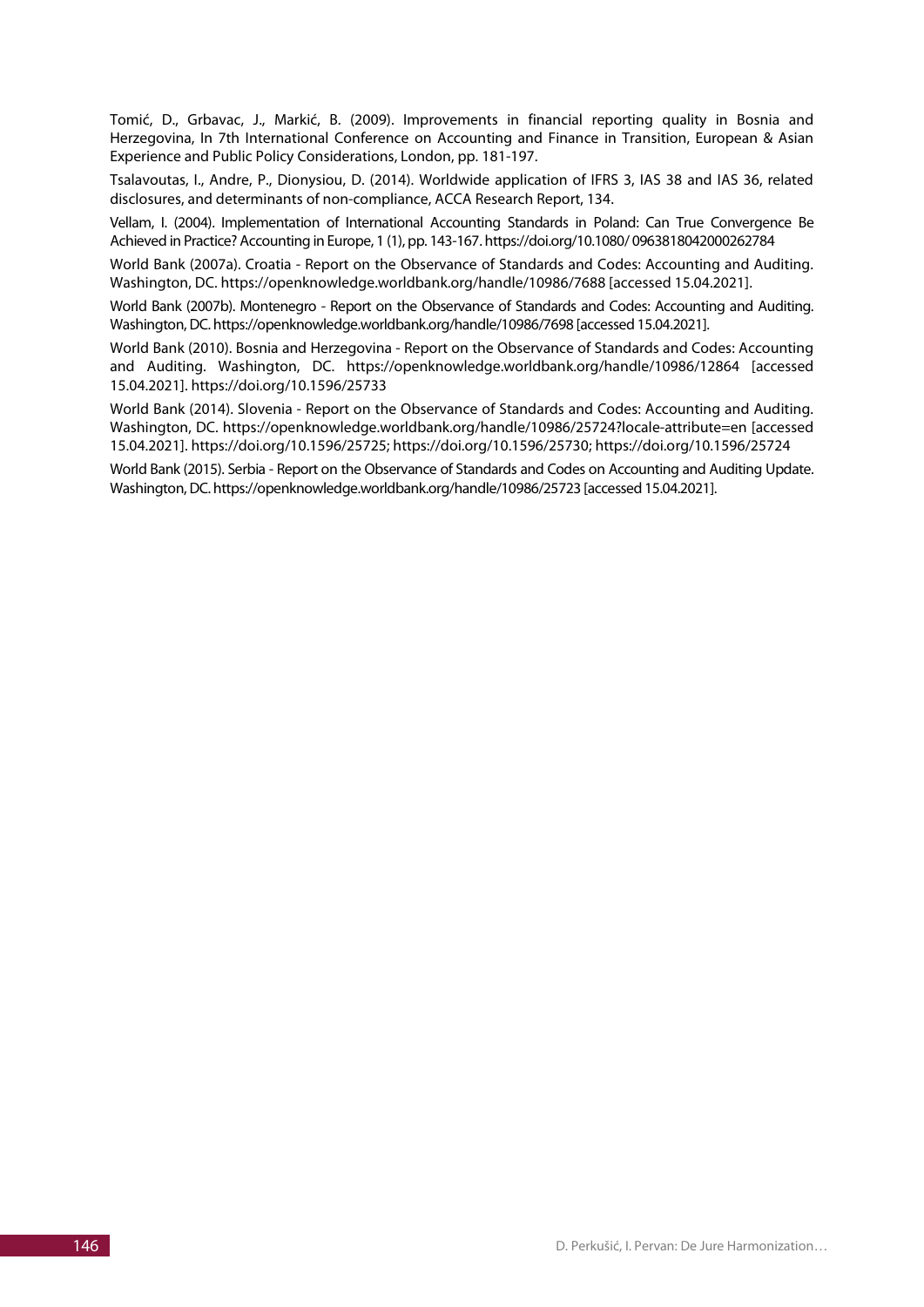Tomić, D., Grbavac, J., Markić, B. (2009). Improvements in financial reporting quality in Bosnia and Herzegovina, In 7th International Conference on Accounting and Finance in Transition, European & Asian Experience and Public Policy Considerations, London, pp. 181-197.

Tsalavoutas, I., Andre, P., Dionysiou, D. (2014). Worldwide application of IFRS 3, IAS 38 and IAS 36, related disclosures, and determinants of non-compliance, ACCA Research Report, 134.

Vellam, I. (2004). Implementation of International Accounting Standards in Poland: Can True Convergence Be Achieved in Practice? Accounting in Europe, 1 (1), pp. 143-167. https://doi.org/10.1080/ 0963818042000262784

World Bank (2007a). Croatia - Report on the Observance of Standards and Codes: Accounting and Auditing. Washington, DC. https://openknowledge.worldbank.org/handle/10986/7688 [accessed 15.04.2021].

World Bank (2007b). Montenegro - Report on the Observance of Standards and Codes: Accounting and Auditing. Washington, DC. https://openknowledge.worldbank.org/handle/10986/7698 [accessed 15.04.2021].

World Bank (2010). Bosnia and Herzegovina - Report on the Observance of Standards and Codes: Accounting and Auditing. Washington, DC. https://openknowledge.worldbank.org/handle/10986/12864 [accessed 15.04.2021]. https://doi.org/10.1596/25733

World Bank (2014). Slovenia - Report on the Observance of Standards and Codes: Accounting and Auditing. Washington, DC. https://openknowledge.worldbank.org/handle/10986/25724?locale-attribute=en [accessed 15.04.2021]. https://doi.org/10.1596/25725; https://doi.org/10.1596/25730; https://doi.org/10.1596/25724

World Bank (2015). Serbia - Report on the Observance of Standards and Codes on Accounting and Auditing Update. Washington, DC. https://openknowledge.worldbank.org/handle/10986/25723 [accessed 15.04.2021].